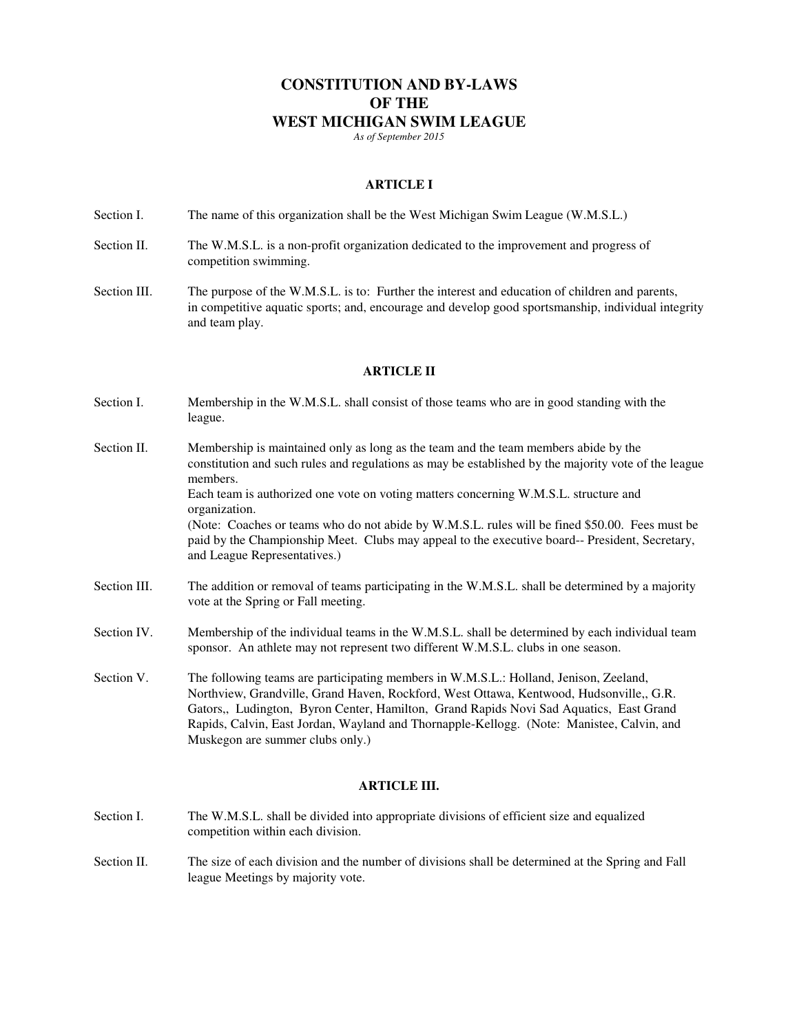# CONSTITUTION AND BY-LAWS OF THE WEST MICHIGAN SWIM LEAGUE

*As of September 2015*

## ARTICLE I

Section I. The name of this organization shall be the West Michigan Swim League (W.M.S.L.)

Section II. The W.M.S.L. is a non-profit organization dedicated to the improvement and progress of competition swimming.

Section III. The purpose of the W.M.S.L. is to: Further the interest and education of children and parents, in competitive aquatic sports; and, encourage and develop good sportsmanship, individual integrity and team play.

## ARTICLE II

Section I. Membership in the W.M.S.L. shall consist of those teams who are in good standing with the league.

Section II. Membership is maintained only as long as the team and the team members abide by the constitution and such rules and regulations as may be established by the majority vote of the league members.
Each team is authorized one vote on voting matters concerning W.M.S.L. structure and organization.
(Note: Coaches or teams who do not abide by W.M.S.L. rules will be fined $50.00. Fees must be paid by the Championship Meet. Clubs may appeal to the executive board-- President, Secretary, and League Representatives.)

Section III. The addition or removal of teams participating in the W.M.S.L. shall be determined by a majority vote at the Spring or Fall meeting.

Section IV. Membership of the individual teams in the W.M.S.L. shall be determined by each individual team sponsor. An athlete may not represent two different W.M.S.L. clubs in one season.

Section V. The following teams are participating members in W.M.S.L.: Holland, Jenison, Zeeland, Northview, Grandville, Grand Haven, Rockford, West Ottawa, Kentwood, Hudsonville,, G.R. Gators,, Ludington, Byron Center, Hamilton, Grand Rapids Novi Sad Aquatics, East Grand Rapids, Calvin, East Jordan, Wayland and Thornapple-Kellogg. (Note: Manistee, Calvin, and Muskegon are summer clubs only.)

## ARTICLE III.

Section I. The W.M.S.L. shall be divided into appropriate divisions of efficient size and equalized competition within each division.

Section II. The size of each division and the number of divisions shall be determined at the Spring and Fall league Meetings by majority vote.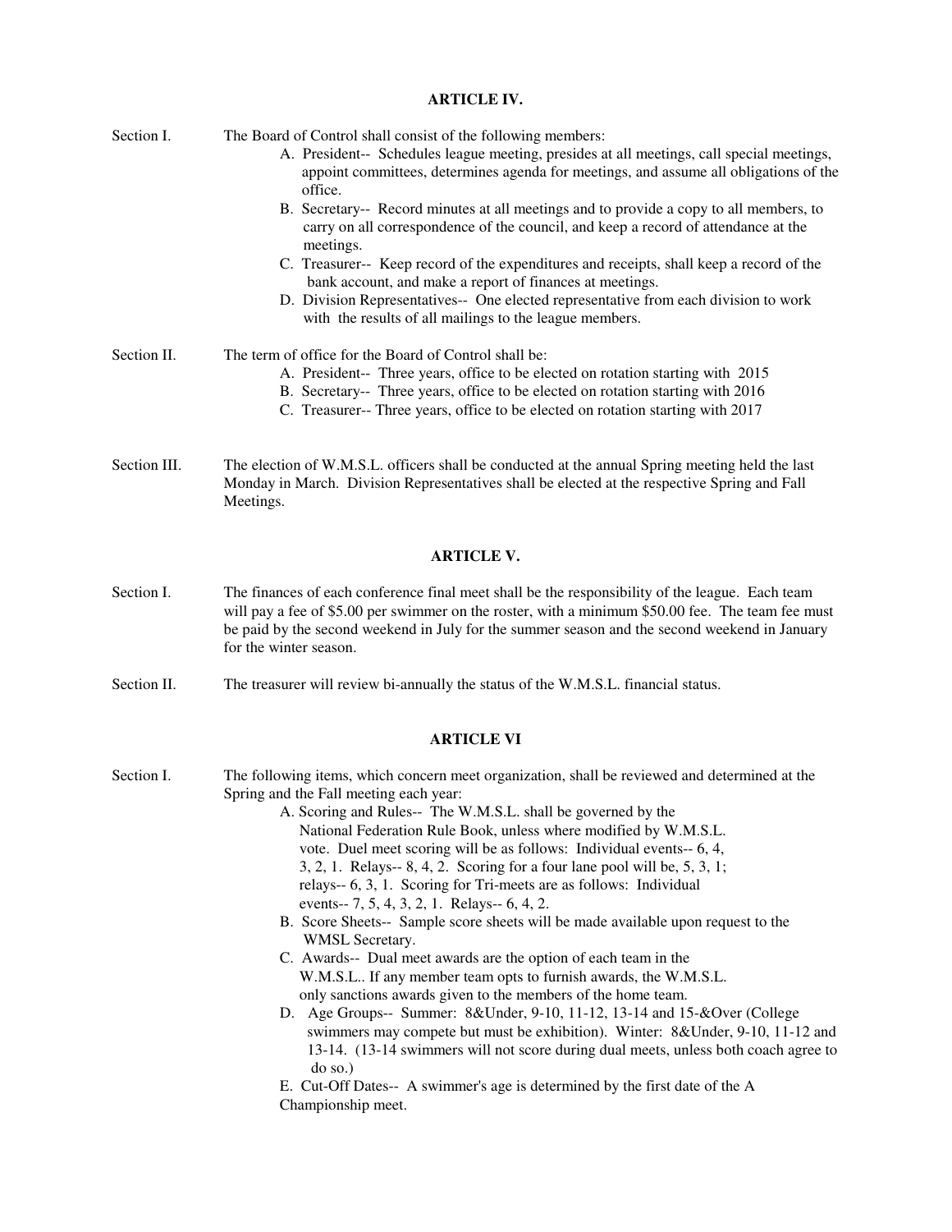## ARTICLE IV.

Section I. The Board of Control shall consist of the following members:

A. President-- Schedules league meeting, presides at all meetings, call special meetings, appoint committees, determines agenda for meetings, and assume all obligations of the office.

B. Secretary-- Record minutes at all meetings and to provide a copy to all members, to carry on all correspondence of the council, and keep a record of attendance at the meetings.

C. Treasurer-- Keep record of the expenditures and receipts, shall keep a record of the bank account, and make a report of finances at meetings.

D. Division Representatives-- One elected representative from each division to work with the results of all mailings to the league members.

Section II. The term of office for the Board of Control shall be:

A. President-- Three years, office to be elected on rotation starting with 2015

B. Secretary-- Three years, office to be elected on rotation starting with 2016

C. Treasurer-- Three years, office to be elected on rotation starting with 2017

Section III. The election of W.M.S.L. officers shall be conducted at the annual Spring meeting held the last Monday in March. Division Representatives shall be elected at the respective Spring and Fall Meetings.

## ARTICLE V.

Section I. The finances of each conference final meet shall be the responsibility of the league. Each team will pay a fee of $5.00 per swimmer on the roster, with a minimum $50.00 fee. The team fee must be paid by the second weekend in July for the summer season and the second weekend in January for the winter season.

Section II. The treasurer will review bi-annually the status of the W.M.S.L. financial status.

## ARTICLE VI

Section I. The following items, which concern meet organization, shall be reviewed and determined at the Spring and the Fall meeting each year:

A. Scoring and Rules-- The W.M.S.L. shall be governed by the National Federation Rule Book, unless where modified by W.M.S.L. vote. Duel meet scoring will be as follows: Individual events-- 6, 4, 3, 2, 1. Relays-- 8, 4, 2. Scoring for a four lane pool will be, 5, 3, 1; relays-- 6, 3, 1. Scoring for Tri-meets are as follows: Individual events-- 7, 5, 4, 3, 2, 1. Relays-- 6, 4, 2.

B. Score Sheets-- Sample score sheets will be made available upon request to the WMSL Secretary.

C. Awards-- Dual meet awards are the option of each team in the W.M.S.L.. If any member team opts to furnish awards, the W.M.S.L. only sanctions awards given to the members of the home team.

D. Age Groups-- Summer: 8&Under, 9-10, 11-12, 13-14 and 15-&Over (College swimmers may compete but must be exhibition). Winter: 8&Under, 9-10, 11-12 and 13-14. (13-14 swimmers will not score during dual meets, unless both coach agree to do so.)

E. Cut-Off Dates-- A swimmer's age is determined by the first date of the A Championship meet.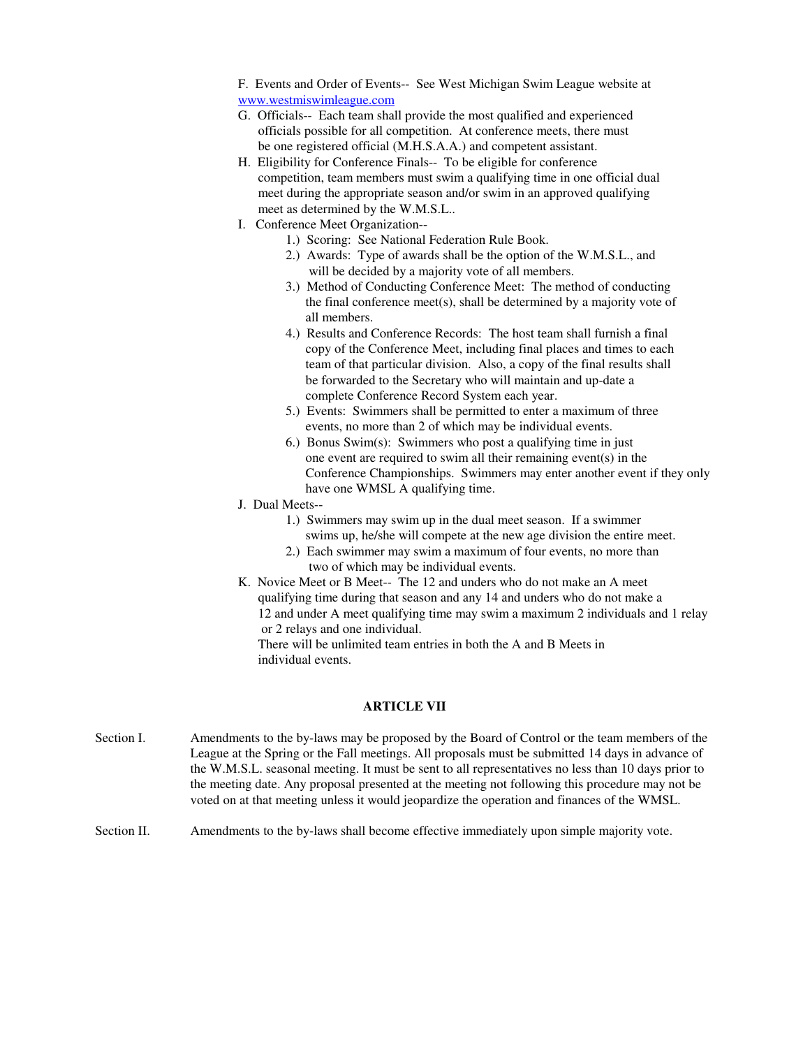F. Events and Order of Events-- See West Michigan Swim League website at www.westmiswimleague.com

G. Officials-- Each team shall provide the most qualified and experienced officials possible for all competition. At conference meets, there must be one registered official (M.H.S.A.A.) and competent assistant.

H. Eligibility for Conference Finals-- To be eligible for conference competition, team members must swim a qualifying time in one official dual meet during the appropriate season and/or swim in an approved qualifying meet as determined by the W.M.S.L..

I. Conference Meet Organization--

1.) Scoring: See National Federation Rule Book.
2.) Awards: Type of awards shall be the option of the W.M.S.L., and will be decided by a majority vote of all members.
3.) Method of Conducting Conference Meet: The method of conducting the final conference meet(s), shall be determined by a majority vote of all members.
4.) Results and Conference Records: The host team shall furnish a final copy of the Conference Meet, including final places and times to each team of that particular division. Also, a copy of the final results shall be forwarded to the Secretary who will maintain and up-date a complete Conference Record System each year.
5.) Events: Swimmers shall be permitted to enter a maximum of three events, no more than 2 of which may be individual events.
6.) Bonus Swim(s): Swimmers who post a qualifying time in just one event are required to swim all their remaining event(s) in the Conference Championships. Swimmers may enter another event if they only have one WMSL A qualifying time.

J. Dual Meets--

1.) Swimmers may swim up in the dual meet season. If a swimmer swims up, he/she will compete at the new age division the entire meet.
2.) Each swimmer may swim a maximum of four events, no more than two of which may be individual events.

K. Novice Meet or B Meet-- The 12 and unders who do not make an A meet qualifying time during that season and any 14 and unders who do not make a 12 and under A meet qualifying time may swim a maximum 2 individuals and 1 relay or 2 relays and one individual.
There will be unlimited team entries in both the A and B Meets in individual events.

## ARTICLE VII

Section I. Amendments to the by-laws may be proposed by the Board of Control or the team members of the League at the Spring or the Fall meetings. All proposals must be submitted 14 days in advance of the W.M.S.L. seasonal meeting. It must be sent to all representatives no less than 10 days prior to the meeting date. Any proposal presented at the meeting not following this procedure may not be voted on at that meeting unless it would jeopardize the operation and finances of the WMSL.

Section II. Amendments to the by-laws shall become effective immediately upon simple majority vote.